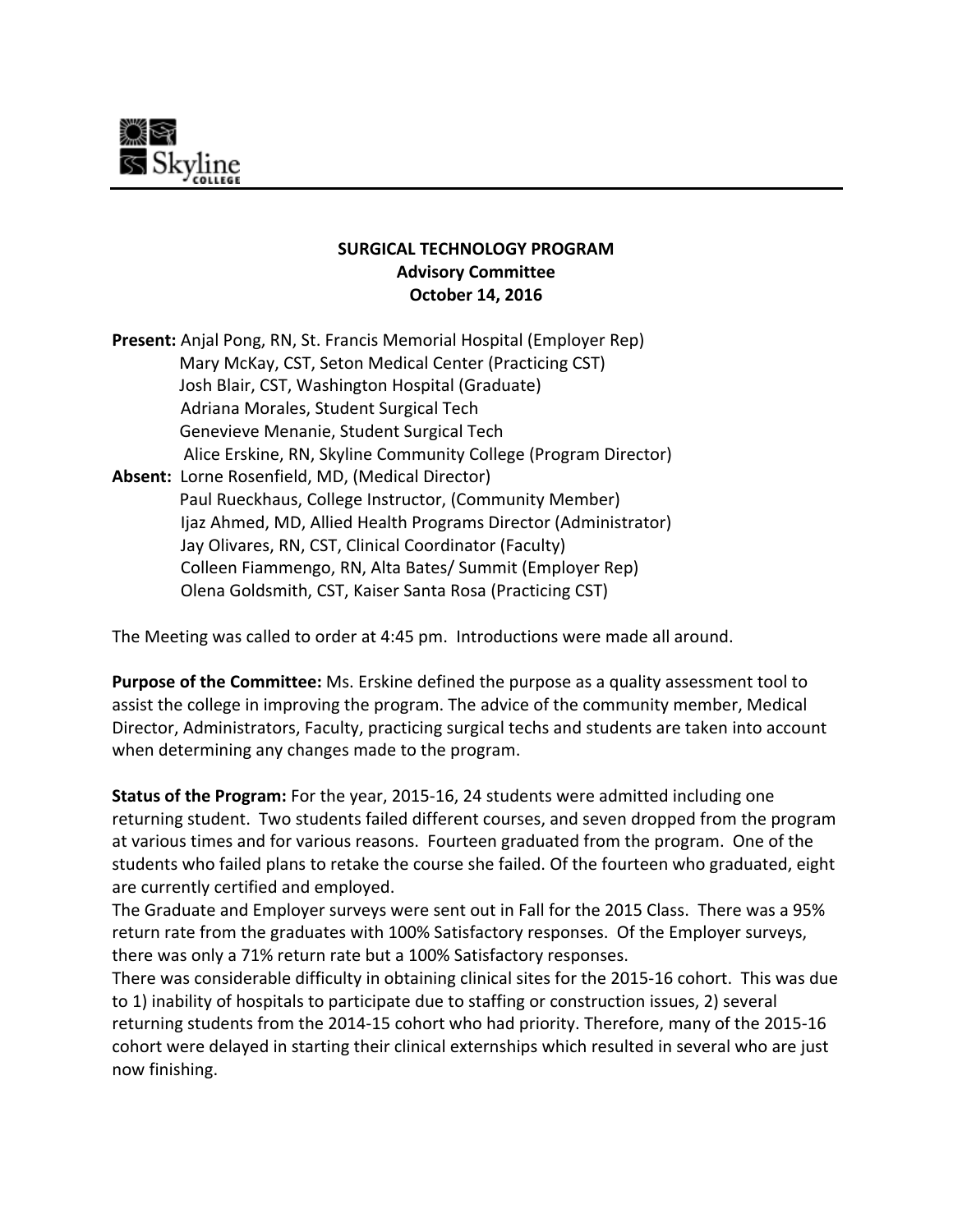Skyline College

**SURGICAL TECHNOLOGY PROGRAM**
**Advisory Committee**
**October 14, 2016**

**Present:** Anjal Pong, RN, St. Francis Memorial Hospital (Employer Rep)
Mary McKay, CST, Seton Medical Center (Practicing CST)
Josh Blair, CST, Washington Hospital (Graduate)
Adriana Morales, Student Surgical Tech
Genevieve Menanie, Student Surgical Tech
Alice Erskine, RN, Skyline Community College (Program Director)

**Absent:** Lorne Rosenfield, MD, (Medical Director)
Paul Rueckhaus, College Instructor, (Community Member)
Ijaz Ahmed, MD, Allied Health Programs Director (Administrator)
Jay Olivares, RN, CST, Clinical Coordinator (Faculty)
Colleen Fiammengo, RN, Alta Bates/ Summit (Employer Rep)
Olena Goldsmith, CST, Kaiser Santa Rosa (Practicing CST)

The Meeting was called to order at 4:45 pm. Introductions were made all around.

**Purpose of the Committee:** Ms. Erskine defined the purpose as a quality assessment tool to assist the college in improving the program. The advice of the community member, Medical Director, Administrators, Faculty, practicing surgical techs and students are taken into account when determining any changes made to the program.

**Status of the Program:** For the year, 2015-16, 24 students were admitted including one returning student. Two students failed different courses, and seven dropped from the program at various times and for various reasons. Fourteen graduated from the program. One of the students who failed plans to retake the course she failed. Of the fourteen who graduated, eight are currently certified and employed.

The Graduate and Employer surveys were sent out in Fall for the 2015 Class. There was a 95% return rate from the graduates with 100% Satisfactory responses. Of the Employer surveys, there was only a 71% return rate but a 100% Satisfactory responses.

There was considerable difficulty in obtaining clinical sites for the 2015-16 cohort. This was due to 1) inability of hospitals to participate due to staffing or construction issues, 2) several returning students from the 2014-15 cohort who had priority. Therefore, many of the 2015-16 cohort were delayed in starting their clinical externships which resulted in several who are just now finishing.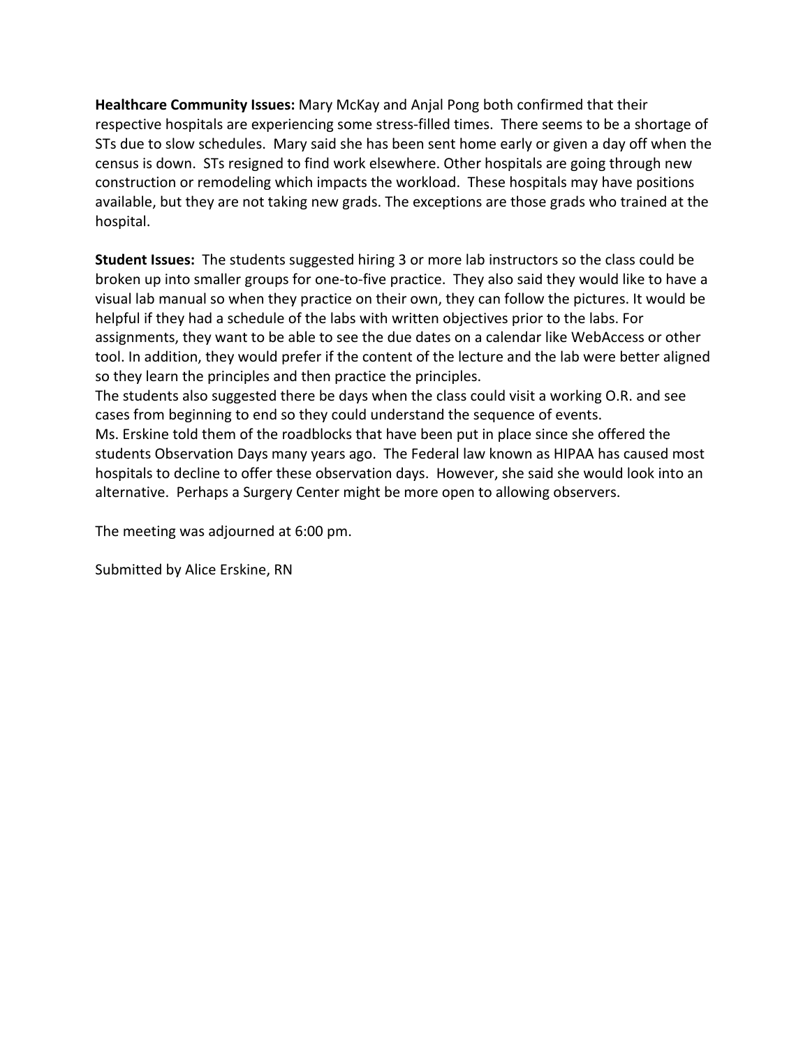**Healthcare Community Issues:** Mary McKay and Anjal Pong both confirmed that their respective hospitals are experiencing some stress-filled times. There seems to be a shortage of STs due to slow schedules. Mary said she has been sent home early or given a day off when the census is down. STs resigned to find work elsewhere. Other hospitals are going through new construction or remodeling which impacts the workload. These hospitals may have positions available, but they are not taking new grads. The exceptions are those grads who trained at the hospital.

**Student Issues:** The students suggested hiring 3 or more lab instructors so the class could be broken up into smaller groups for one-to-five practice. They also said they would like to have a visual lab manual so when they practice on their own, they can follow the pictures. It would be helpful if they had a schedule of the labs with written objectives prior to the labs. For assignments, they want to be able to see the due dates on a calendar like WebAccess or other tool. In addition, they would prefer if the content of the lecture and the lab were better aligned so they learn the principles and then practice the principles.
The students also suggested there be days when the class could visit a working O.R. and see cases from beginning to end so they could understand the sequence of events.
Ms. Erskine told them of the roadblocks that have been put in place since she offered the students Observation Days many years ago. The Federal law known as HIPAA has caused most hospitals to decline to offer these observation days. However, she said she would look into an alternative. Perhaps a Surgery Center might be more open to allowing observers.

The meeting was adjourned at 6:00 pm.

Submitted by Alice Erskine, RN